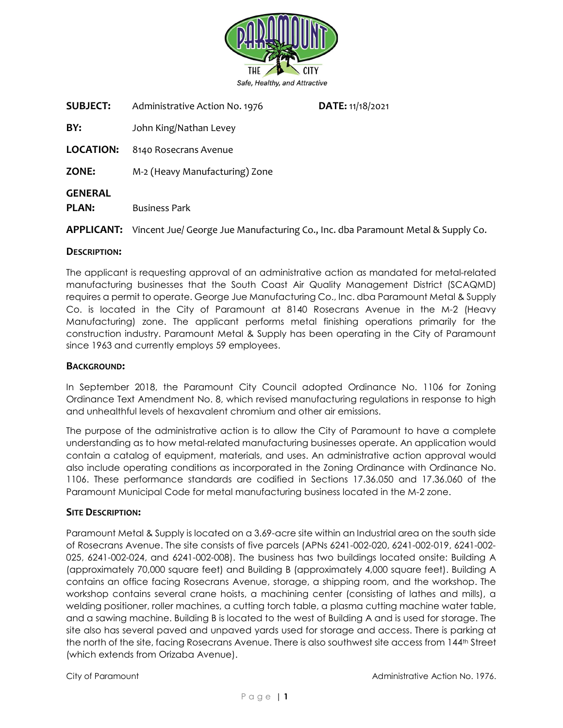**SUBJECT:** Administrative Action No. 1976 **DATE:** 11/18/2021

**BY:** John King/Nathan Levey

**LOCATION:** 8140 Rosecrans Avenue

**ZONE:** M-2 (Heavy Manufacturing) Zone

**GENERAL PLAN:** Business Park

**APPLICANT:** Vincent Jue/ George Jue Manufacturing Co., Inc. dba Paramount Metal & Supply Co.

## DESCRIPTION:

The applicant is requesting approval of an administrative action as mandated for metal-related manufacturing businesses that the South Coast Air Quality Management District (SCAQMD) requires a permit to operate. George Jue Manufacturing Co., Inc. dba Paramount Metal & Supply Co. is located in the City of Paramount at 8140 Rosecrans Avenue in the M-2 (Heavy Manufacturing) zone. The applicant performs metal finishing operations primarily for the construction industry. Paramount Metal & Supply has been operating in the City of Paramount since 1963 and currently employs 59 employees.

## BACKGROUND:

In September 2018, the Paramount City Council adopted Ordinance No. 1106 for Zoning Ordinance Text Amendment No. 8, which revised manufacturing regulations in response to high and unhealthful levels of hexavalent chromium and other air emissions.

The purpose of the administrative action is to allow the City of Paramount to have a complete understanding as to how metal-related manufacturing businesses operate. An application would contain a catalog of equipment, materials, and uses. An administrative action approval would also include operating conditions as incorporated in the Zoning Ordinance with Ordinance No. 1106. These performance standards are codified in Sections 17.36.050 and 17.36.060 of the Paramount Municipal Code for metal manufacturing business located in the M-2 zone.

## SITE DESCRIPTION:

Paramount Metal & Supply is located on a 3.69-acre site within an Industrial area on the south side of Rosecrans Avenue. The site consists of five parcels (APNs 6241-002-020, 6241-002-019, 6241-002-025, 6241-002-024, and 6241-002-008). The business has two buildings located onsite: Building A (approximately 70,000 square feet) and Building B (approximately 4,000 square feet). Building A contains an office facing Rosecrans Avenue, storage, a shipping room, and the workshop. The workshop contains several crane hoists, a machining center (consisting of lathes and mills), a welding positioner, roller machines, a cutting torch table, a plasma cutting machine water table, and a sawing machine. Building B is located to the west of Building A and is used for storage. The site also has several paved and unpaved yards used for storage and access. There is parking at the north of the site, facing Rosecrans Avenue. There is also southwest site access from 144th Street (which extends from Orizaba Avenue).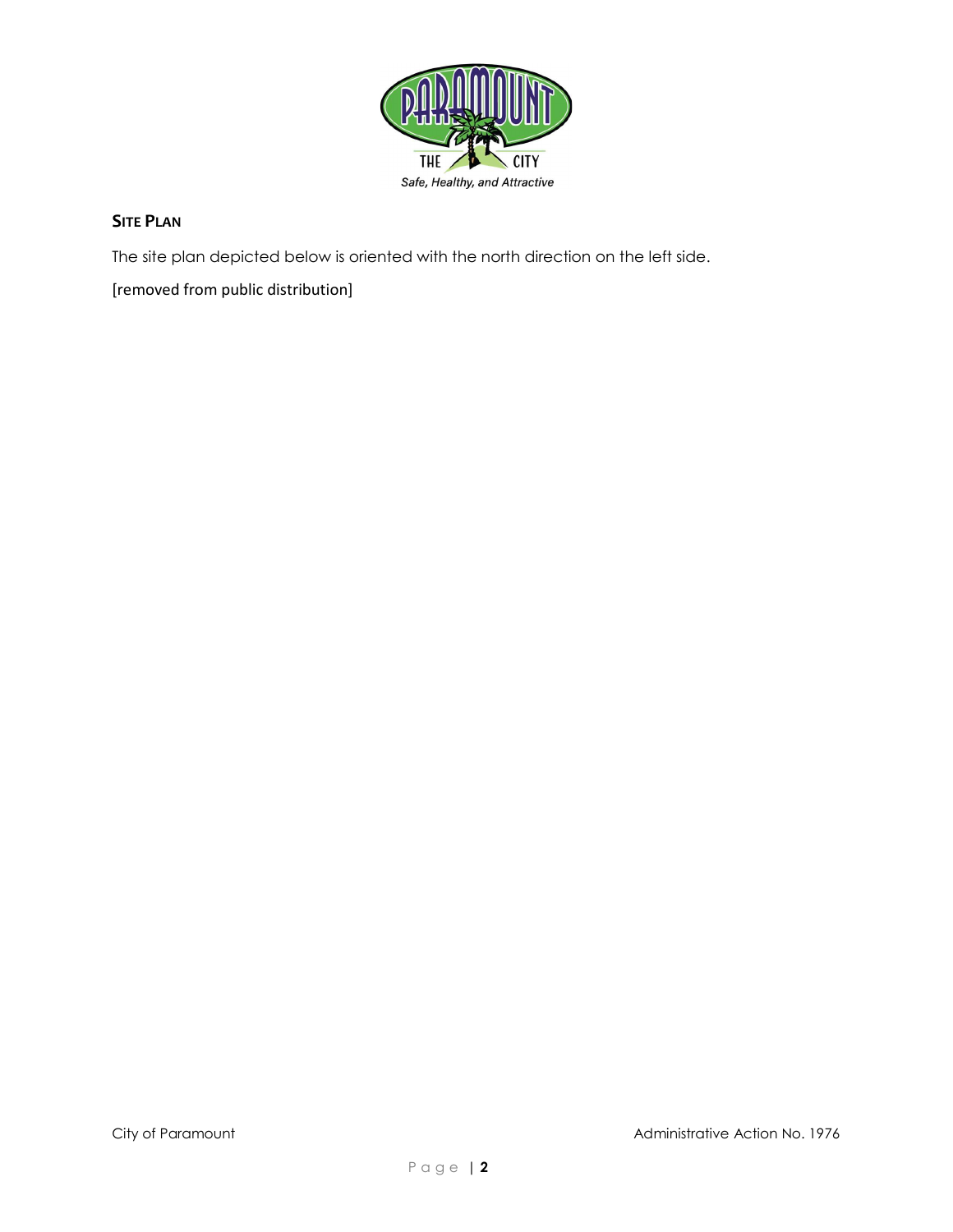## SITE PLAN

The site plan depicted below is oriented with the north direction on the left side.

[removed from public distribution]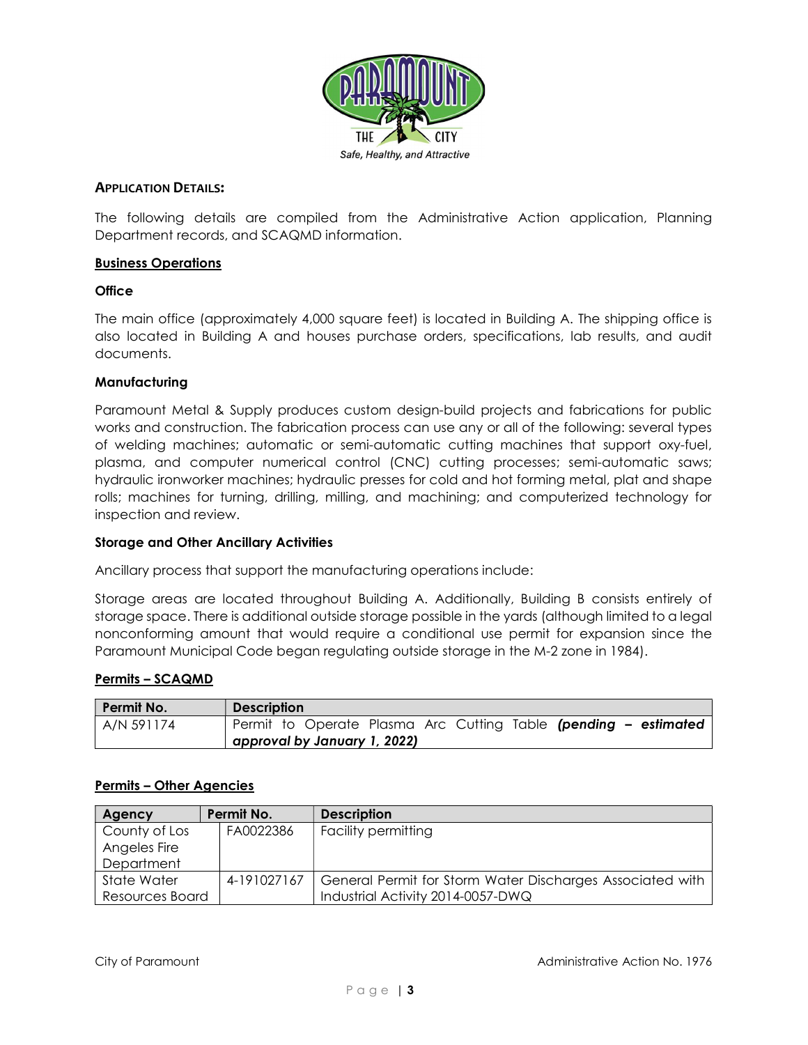## Application Details:

The following details are compiled from the Administrative Action application, Planning Department records, and SCAQMD information.

### Business Operations

#### Office

The main office (approximately 4,000 square feet) is located in Building A. The shipping office is also located in Building A and houses purchase orders, specifications, lab results, and audit documents.

#### Manufacturing

Paramount Metal & Supply produces custom design-build projects and fabrications for public works and construction. The fabrication process can use any or all of the following: several types of welding machines; automatic or semi-automatic cutting machines that support oxy-fuel, plasma, and computer numerical control (CNC) cutting processes; semi-automatic saws; hydraulic ironworker machines; hydraulic presses for cold and hot forming metal, plat and shape rolls; machines for turning, drilling, milling, and machining; and computerized technology for inspection and review.

#### Storage and Other Ancillary Activities

Ancillary process that support the manufacturing operations include:

Storage areas are located throughout Building A. Additionally, Building B consists entirely of storage space. There is additional outside storage possible in the yards (although limited to a legal nonconforming amount that would require a conditional use permit for expansion since the Paramount Municipal Code began regulating outside storage in the M-2 zone in 1984).

### Permits – SCAQMD

| Permit No. | Description |
|---|---|
| A/N 591174 | Permit to Operate Plasma Arc Cutting Table ***(pending – estimated approval by January 1, 2022)*** |

### Permits – Other Agencies

| Agency | Permit No. | Description |
|---|---|---|
| County of Los Angeles Fire Department | FA0022386 | Facility permitting |
| State Water Resources Board | 4-191027167 | General Permit for Storm Water Discharges Associated with Industrial Activity 2014-0057-DWQ |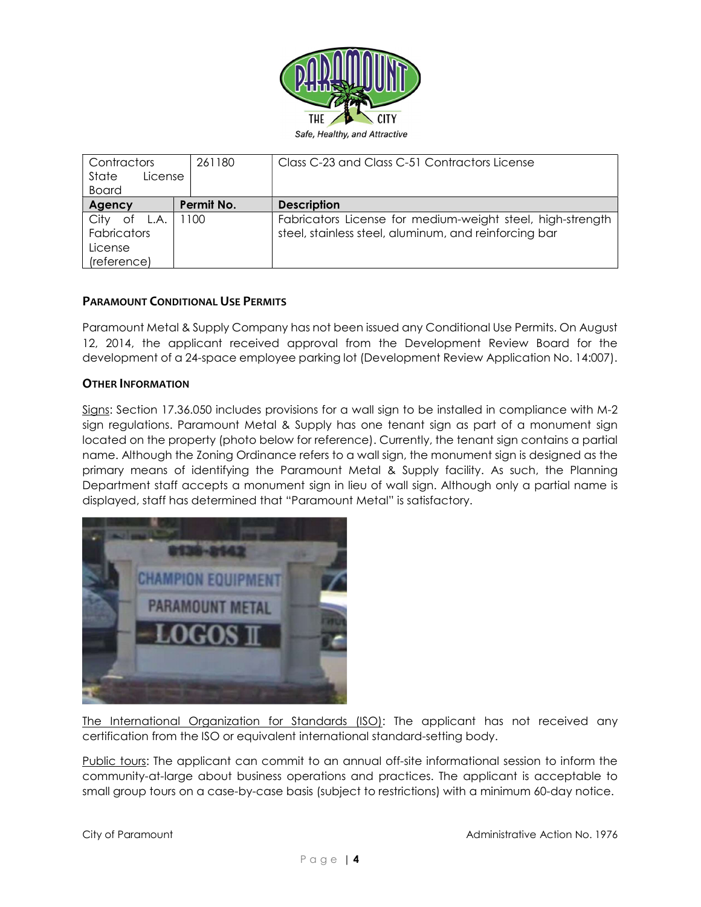| Agency | Permit No. | Description |
| --- | --- | --- |
| Contractors State License Board | 261180 | Class C-23 and Class C-51 Contractors License |
| City of L.A. Fabricators License (reference) | 1100 | Fabricators License for medium-weight steel, high-strength steel, stainless steel, aluminum, and reinforcing bar |

### PARAMOUNT CONDITIONAL USE PERMITS

Paramount Metal & Supply Company has not been issued any Conditional Use Permits. On August 12, 2014, the applicant received approval from the Development Review Board for the development of a 24-space employee parking lot (Development Review Application No. 14:007).

### OTHER INFORMATION

Signs: Section 17.36.050 includes provisions for a wall sign to be installed in compliance with M-2 sign regulations. Paramount Metal & Supply has one tenant sign as part of a monument sign located on the property (photo below for reference). Currently, the tenant sign contains a partial name. Although the Zoning Ordinance refers to a wall sign, the monument sign is designed as the primary means of identifying the Paramount Metal & Supply facility. As such, the Planning Department staff accepts a monument sign in lieu of wall sign. Although only a partial name is displayed, staff has determined that "Paramount Metal" is satisfactory.

The International Organization for Standards (ISO): The applicant has not received any certification from the ISO or equivalent international standard-setting body.

Public tours: The applicant can commit to an annual off-site informational session to inform the community-at-large about business operations and practices. The applicant is acceptable to small group tours on a case-by-case basis (subject to restrictions) with a minimum 60-day notice.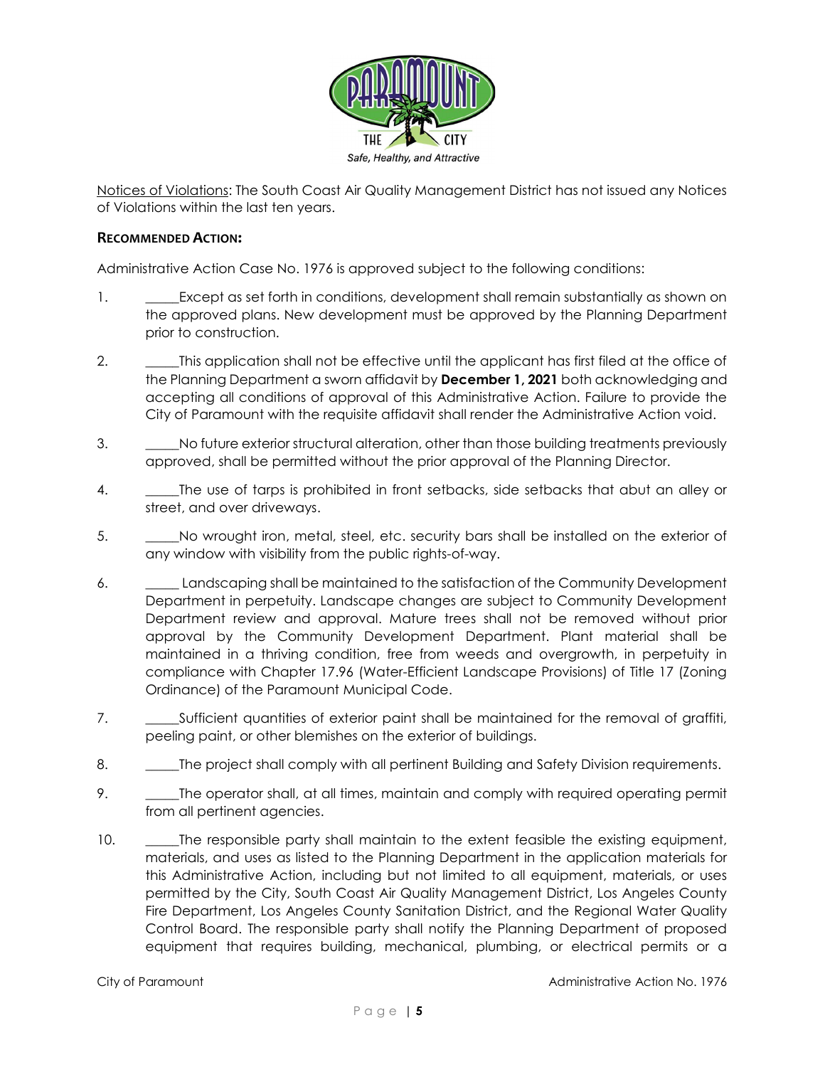Notices of Violations: The South Coast Air Quality Management District has not issued any Notices of Violations within the last ten years.

**RECOMMENDED ACTION:**

Administrative Action Case No. 1976 is approved subject to the following conditions:

1. _____Except as set forth in conditions, development shall remain substantially as shown on the approved plans. New development must be approved by the Planning Department prior to construction.

2. _____This application shall not be effective until the applicant has first filed at the office of the Planning Department a sworn affidavit by **December 1, 2021** both acknowledging and accepting all conditions of approval of this Administrative Action. Failure to provide the City of Paramount with the requisite affidavit shall render the Administrative Action void.

3. _____No future exterior structural alteration, other than those building treatments previously approved, shall be permitted without the prior approval of the Planning Director.

4. _____The use of tarps is prohibited in front setbacks, side setbacks that abut an alley or street, and over driveways.

5. _____No wrought iron, metal, steel, etc. security bars shall be installed on the exterior of any window with visibility from the public rights-of-way.

6. _____ Landscaping shall be maintained to the satisfaction of the Community Development Department in perpetuity. Landscape changes are subject to Community Development Department review and approval. Mature trees shall not be removed without prior approval by the Community Development Department. Plant material shall be maintained in a thriving condition, free from weeds and overgrowth, in perpetuity in compliance with Chapter 17.96 (Water-Efficient Landscape Provisions) of Title 17 (Zoning Ordinance) of the Paramount Municipal Code.

7. _____Sufficient quantities of exterior paint shall be maintained for the removal of graffiti, peeling paint, or other blemishes on the exterior of buildings.

8. _____The project shall comply with all pertinent Building and Safety Division requirements.

9. _____The operator shall, at all times, maintain and comply with required operating permit from all pertinent agencies.

10. _____The responsible party shall maintain to the extent feasible the existing equipment, materials, and uses as listed to the Planning Department in the application materials for this Administrative Action, including but not limited to all equipment, materials, or uses permitted by the City, South Coast Air Quality Management District, Los Angeles County Fire Department, Los Angeles County Sanitation District, and the Regional Water Quality Control Board. The responsible party shall notify the Planning Department of proposed equipment that requires building, mechanical, plumbing, or electrical permits or a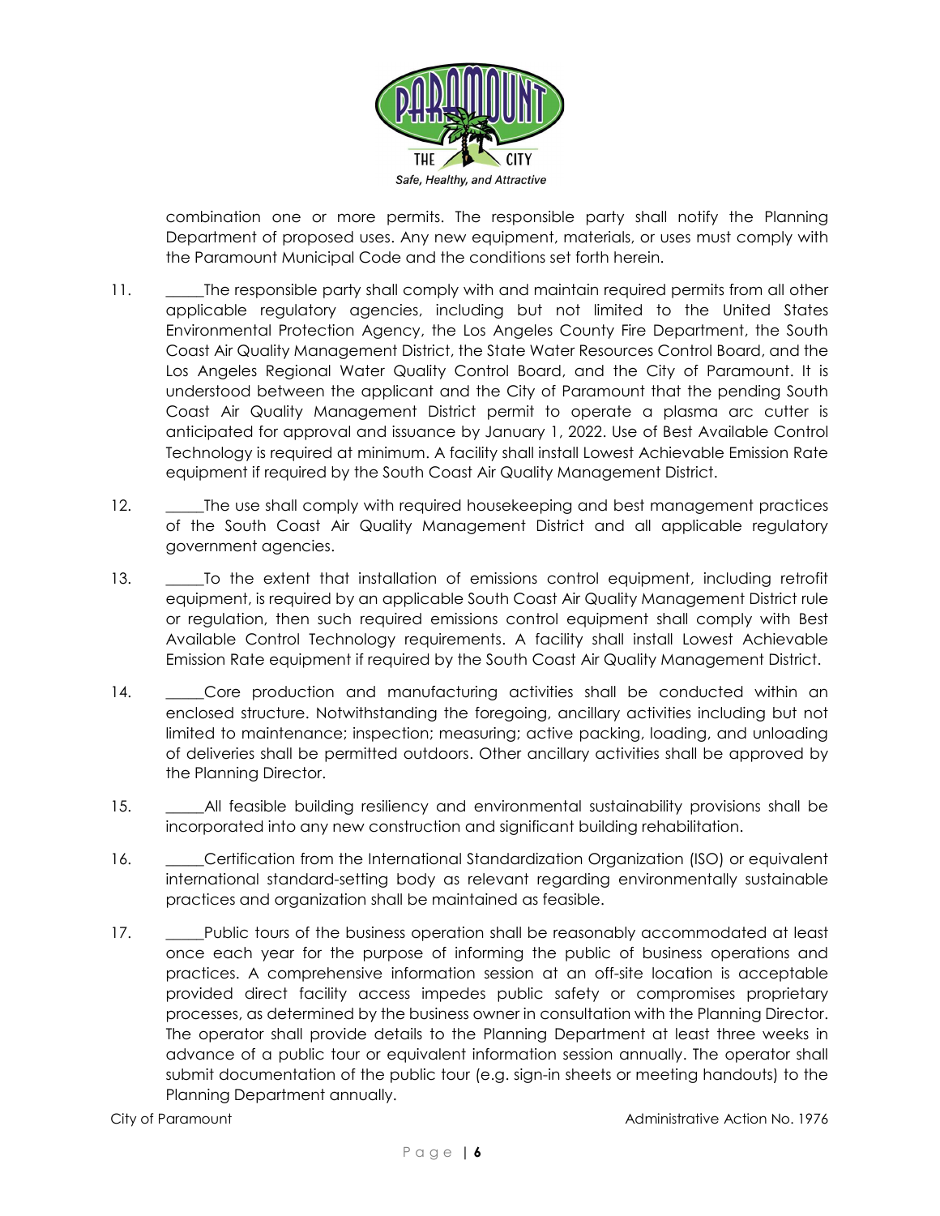combination one or more permits. The responsible party shall notify the Planning Department of proposed uses. Any new equipment, materials, or uses must comply with the Paramount Municipal Code and the conditions set forth herein.

11. _____The responsible party shall comply with and maintain required permits from all other applicable regulatory agencies, including but not limited to the United States Environmental Protection Agency, the Los Angeles County Fire Department, the South Coast Air Quality Management District, the State Water Resources Control Board, and the Los Angeles Regional Water Quality Control Board, and the City of Paramount. It is understood between the applicant and the City of Paramount that the pending South Coast Air Quality Management District permit to operate a plasma arc cutter is anticipated for approval and issuance by January 1, 2022. Use of Best Available Control Technology is required at minimum. A facility shall install Lowest Achievable Emission Rate equipment if required by the South Coast Air Quality Management District.

12. _____The use shall comply with required housekeeping and best management practices of the South Coast Air Quality Management District and all applicable regulatory government agencies.

13. _____To the extent that installation of emissions control equipment, including retrofit equipment, is required by an applicable South Coast Air Quality Management District rule or regulation, then such required emissions control equipment shall comply with Best Available Control Technology requirements. A facility shall install Lowest Achievable Emission Rate equipment if required by the South Coast Air Quality Management District.

14. _____Core production and manufacturing activities shall be conducted within an enclosed structure. Notwithstanding the foregoing, ancillary activities including but not limited to maintenance; inspection; measuring; active packing, loading, and unloading of deliveries shall be permitted outdoors. Other ancillary activities shall be approved by the Planning Director.

15. _____All feasible building resiliency and environmental sustainability provisions shall be incorporated into any new construction and significant building rehabilitation.

16. _____Certification from the International Standardization Organization (ISO) or equivalent international standard-setting body as relevant regarding environmentally sustainable practices and organization shall be maintained as feasible.

17. _____Public tours of the business operation shall be reasonably accommodated at least once each year for the purpose of informing the public of business operations and practices. A comprehensive information session at an off-site location is acceptable provided direct facility access impedes public safety or compromises proprietary processes, as determined by the business owner in consultation with the Planning Director. The operator shall provide details to the Planning Department at least three weeks in advance of a public tour or equivalent information session annually. The operator shall submit documentation of the public tour (e.g. sign-in sheets or meeting handouts) to the Planning Department annually.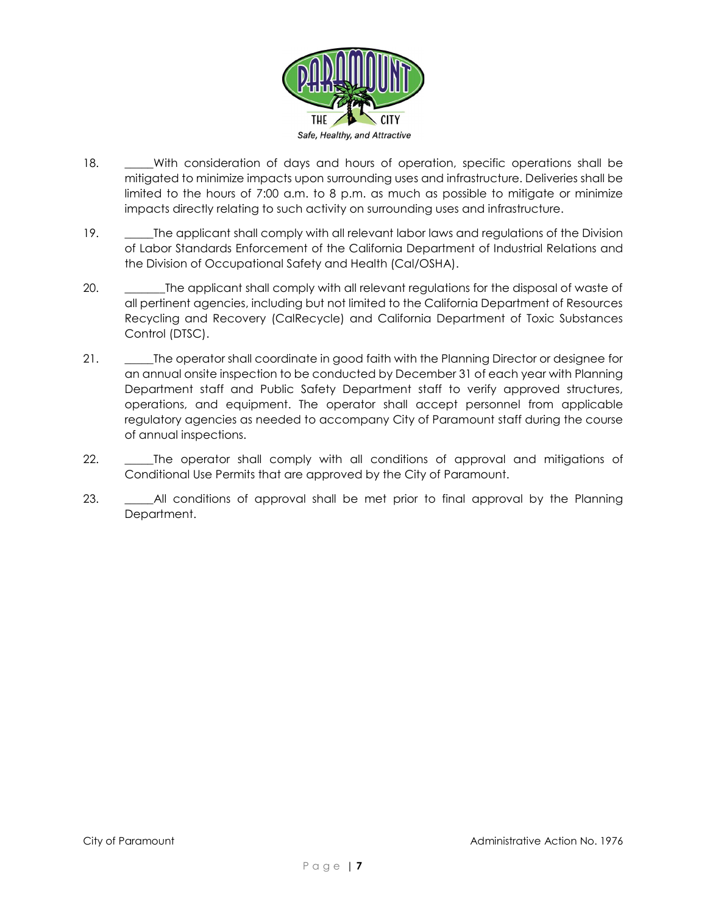18. _____With consideration of days and hours of operation, specific operations shall be mitigated to minimize impacts upon surrounding uses and infrastructure. Deliveries shall be limited to the hours of 7:00 a.m. to 8 p.m. as much as possible to mitigate or minimize impacts directly relating to such activity on surrounding uses and infrastructure.

19. _____The applicant shall comply with all relevant labor laws and regulations of the Division of Labor Standards Enforcement of the California Department of Industrial Relations and the Division of Occupational Safety and Health (Cal/OSHA).

20. _______The applicant shall comply with all relevant regulations for the disposal of waste of all pertinent agencies, including but not limited to the California Department of Resources Recycling and Recovery (CalRecycle) and California Department of Toxic Substances Control (DTSC).

21. _____The operator shall coordinate in good faith with the Planning Director or designee for an annual onsite inspection to be conducted by December 31 of each year with Planning Department staff and Public Safety Department staff to verify approved structures, operations, and equipment. The operator shall accept personnel from applicable regulatory agencies as needed to accompany City of Paramount staff during the course of annual inspections.

22. _____The operator shall comply with all conditions of approval and mitigations of Conditional Use Permits that are approved by the City of Paramount.

23. _____All conditions of approval shall be met prior to final approval by the Planning Department.